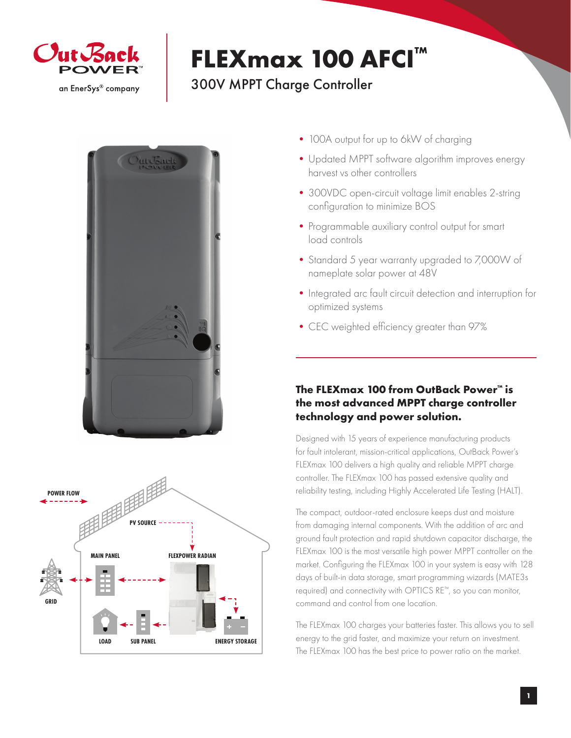# FLEXmax 100 AFCI™

## 300V MPPT Charge Controller

- 100A output for up to 6kW of charging
- Updated MPPT software algorithm improves energy harvest vs other controllers
- 300VDC open-circuit voltage limit enables 2-string configuration to minimize BOS
- Programmable auxiliary control output for smart load controls
- Standard 5 year warranty upgraded to 7,000W of nameplate solar power at 48V
- Integrated arc fault circuit detection and interruption for optimized systems
- CEC weighted efficiency greater than 97%

### The FLEXmax 100 from OutBack Power™ is the most advanced MPPT charge controller technology and power solution.

Designed with 15 years of experience manufacturing products for fault intolerant, mission-critical applications, OutBack Power's FLEXmax 100 delivers a high quality and reliable MPPT charge controller. The FLEXmax 100 has passed extensive quality and reliability testing, including Highly Accelerated Life Testing (HALT).

The compact, outdoor-rated enclosure keeps dust and moisture from damaging internal components. With the addition of arc and ground fault protection and rapid shutdown capacitor discharge, the FLEXmax 100 is the most versatile high power MPPT controller on the market. Configuring the FLEXmax 100 in your system is easy with 128 days of built-in data storage, smart programming wizards (MATE3s required) and connectivity with OPTICS RE™, so you can monitor, command and control from one location.

The FLEXmax 100 charges your batteries faster. This allows you to sell energy to the grid faster, and maximize your return on investment. The FLEXmax 100 has the best price to power ratio on the market.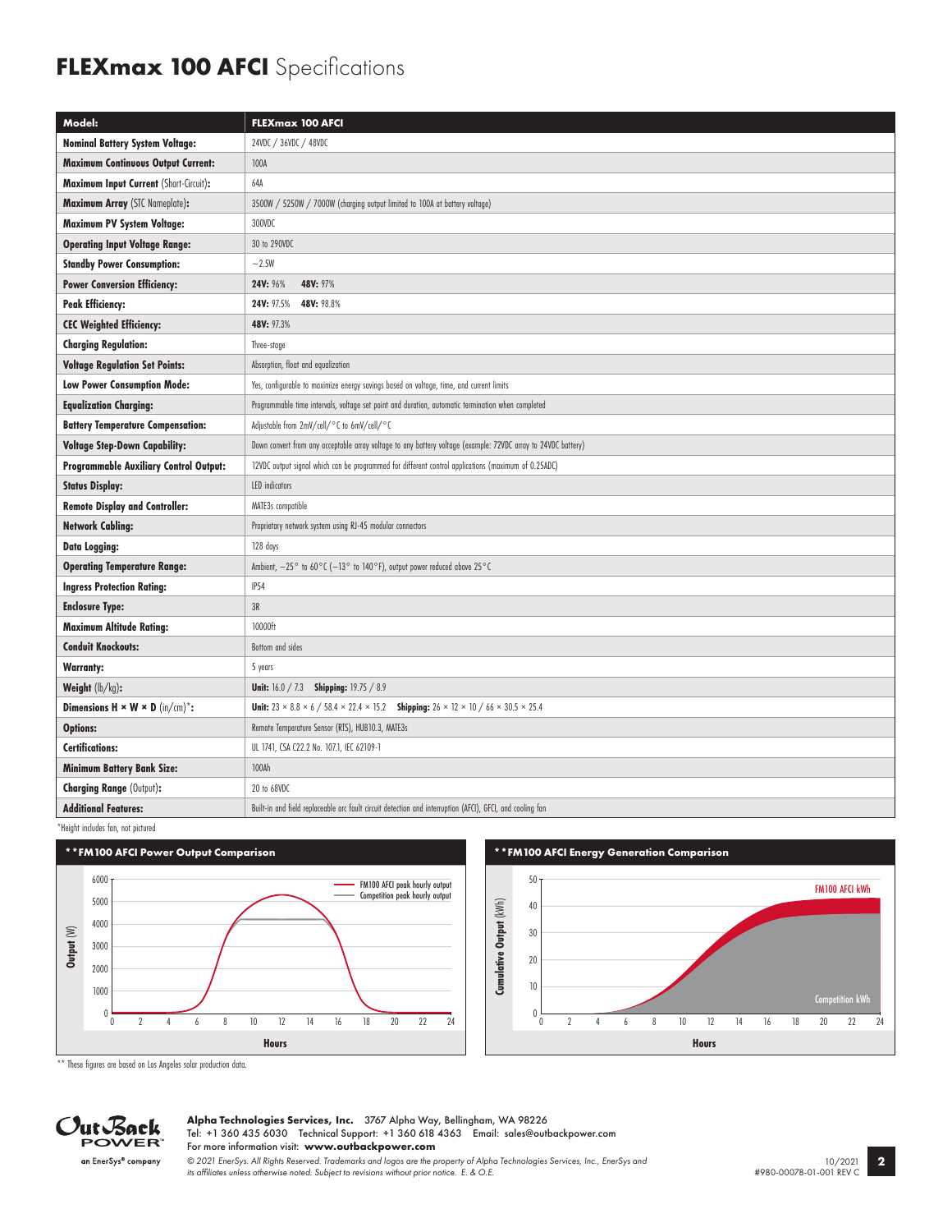# **FLEXmax 100 AFCI** Specifications

| **Model:** | **FLEXmax 100 AFCI** |
|---|---|
| **Nominal Battery System Voltage:** | 24VDC / 36VDC / 48VDC |
| **Maximum Continuous Output Current:** | 100A |
| **Maximum Input Current** (Short-Circuit)**:** | 64A |
| **Maximum Array** (STC Nameplate)**:** | 3500W / 5250W / 7000W (charging output limited to 100A at battery voltage) |
| **Maximum PV System Voltage:** | 300VDC |
| **Operating Input Voltage Range:** | 30 to 290VDC |
| **Standby Power Consumption:** | ~2.5W |
| **Power Conversion Efficiency:** | **24V:** 96% **48V:** 97% |
| **Peak Efficiency:** | **24V:** 97.5% **48V:** 98.8% |
| **CEC Weighted Efficiency:** | **48V:** 97.3% |
| **Charging Regulation:** | Three-stage |
| **Voltage Regulation Set Points:** | Absorption, float and equalization |
| **Low Power Consumption Mode:** | Yes, configurable to maximize energy savings based on voltage, time, and current limits |
| **Equalization Charging:** | Programmable time intervals, voltage set point and duration, automatic termination when completed |
| **Battery Temperature Compensation:** | Adjustable from 2mV/cell/°C to 6mV/cell/°C |
| **Voltage Step-Down Capability:** | Down convert from any acceptable array voltage to any battery voltage (example: 72VDC array to 24VDC battery) |
| **Programmable Auxiliary Control Output:** | 12VDC output signal which can be programmed for different control applications (maximum of 0.25ADC) |
| **Status Display:** | LED indicators |
| **Remote Display and Controller:** | MATE3s compatible |
| **Network Cabling:** | Proprietary network system using RJ-45 modular connectors |
| **Data Logging:** | 128 days |
| **Operating Temperature Range:** | Ambient, −25° to 60°C (−13° to 140°F), output power reduced above 25°C |
| **Ingress Protection Rating:** | IP54 |
| **Enclosure Type:** | 3R |
| **Maximum Altitude Rating:** | 10000ft |
| **Conduit Knockouts:** | Bottom and sides |
| **Warranty:** | 5 years |
| **Weight** (lb/kg)**:** | **Unit:** 16.0 / 7.3 **Shipping:** 19.75 / 8.9 |
| **Dimensions H × W × D** (in/cm)*****:** | **Unit:** 23 × 8.8 × 6 / 58.4 × 22.4 × 15.2 **Shipping:** 26 × 12 × 10 / 66 × 30.5 × 25.4 |
| **Options:** | Remote Temperature Sensor (RTS), HUB10.3, MATE3s |
| **Certifications:** | UL 1741, CSA C22.2 No. 107.1, IEC 62109-1 |
| **Minimum Battery Bank Size:** | 100Ah |
| **Charging Range** (Output)**:** | 20 to 68VDC |
| **Additional Features:** | Built-in and field replaceable arc fault circuit detection and interruption (AFCI), GFCI, and cooling fan |

*Height includes fan, not pictured

**\*\*FM100 AFCI Power Output Comparison**

Output (W)
6000
5000
4000
3000
2000
1000
0
0 2 4 6 8 10 12 14 16 18 20 22 24
Hours
FM100 AFCI peak hourly output
Competition peak hourly output

**\*\*FM100 AFCI Energy Generation Comparison**

Cumulative Output (kWh)
50
40
30
20
10
0
0 2 4 6 8 10 12 14 16 18 20 22 24
Hours
FM100 AFCI kWh
Competition kWh

** These figures are based on Los Angeles solar production data.

OutBack POWER
an EnerSys® company

**Alpha Technologies Services, Inc.** 3767 Alpha Way, Bellingham, WA 98226
Tel: +1 360 435 6030 Technical Support: +1 360 618 4363 Email: sales@outbackpower.com
For more information visit: **www.outbackpower.com**

*© 2021 EnerSys. All Rights Reserved. Trademarks and logos are the property of Alpha Technologies Services, Inc., EnerSys and its affiliates unless otherwise noted. Subject to revisions without prior notice. E. & O.E.*

10/2021
#980-00078-01-001 REV C